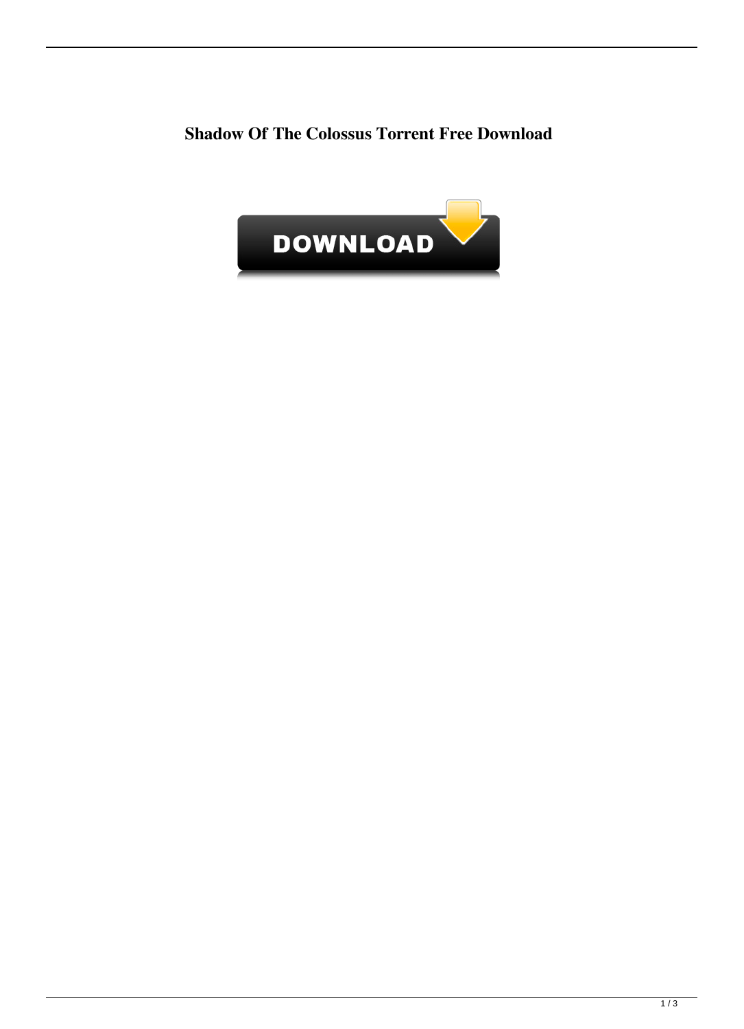**Shadow Of The Colossus Torrent Free Download**

DOWNLOAD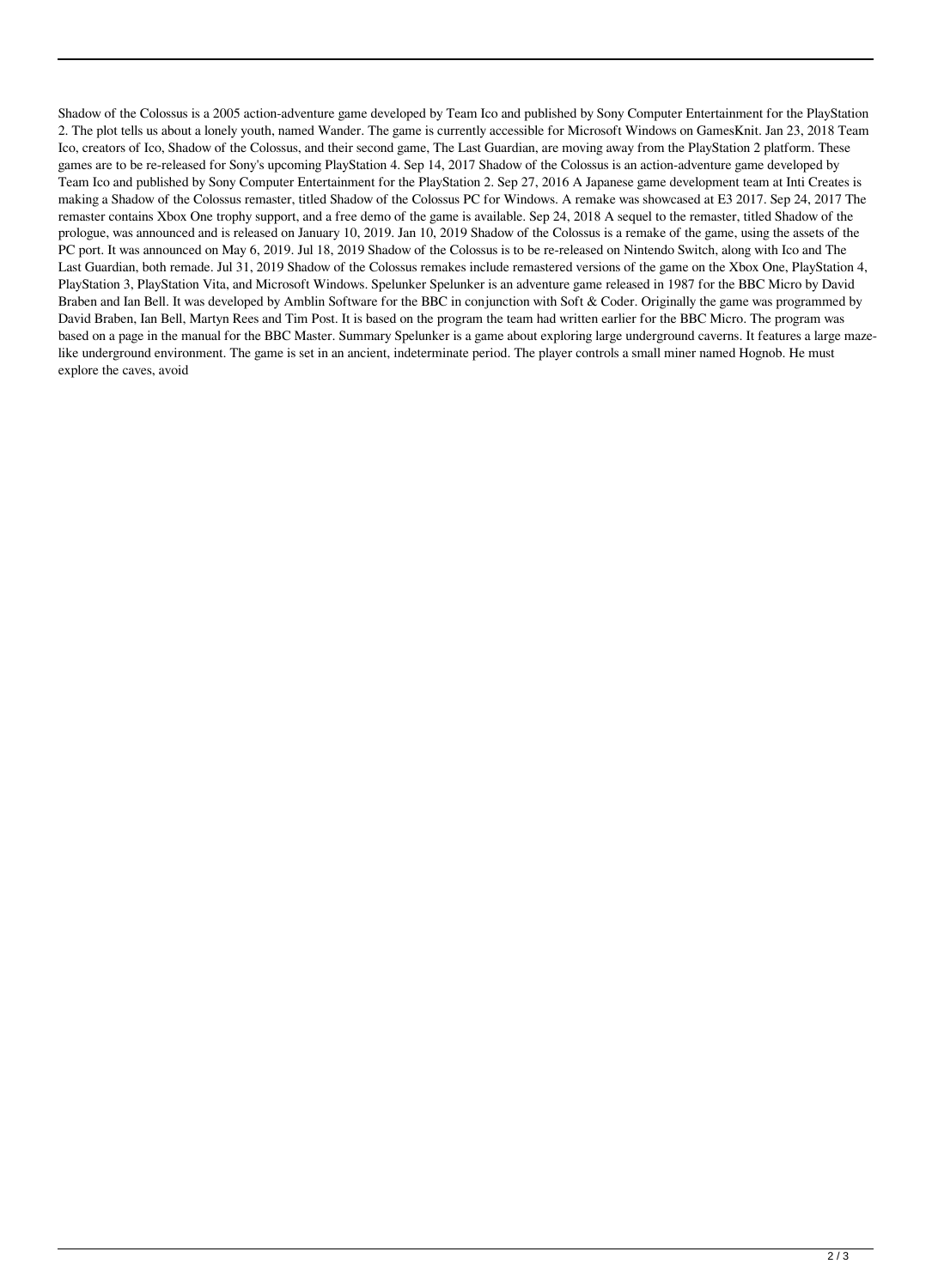Shadow of the Colossus is a 2005 action-adventure game developed by Team Ico and published by Sony Computer Entertainment for the PlayStation 2. The plot tells us about a lonely youth, named Wander. The game is currently accessible for Microsoft Windows on GamesKnit. Jan 23, 2018 Team Ico, creators of Ico, Shadow of the Colossus, and their second game, The Last Guardian, are moving away from the PlayStation 2 platform. These games are to be re-released for Sony's upcoming PlayStation 4. Sep 14, 2017 Shadow of the Colossus is an action-adventure game developed by Team Ico and published by Sony Computer Entertainment for the PlayStation 2. Sep 27, 2016 A Japanese game development team at Inti Creates is making a Shadow of the Colossus remaster, titled Shadow of the Colossus PC for Windows. A remake was showcased at E3 2017. Sep 24, 2017 The remaster contains Xbox One trophy support, and a free demo of the game is available. Sep 24, 2018 A sequel to the remaster, titled Shadow of the prologue, was announced and is released on January 10, 2019. Jan 10, 2019 Shadow of the Colossus is a remake of the game, using the assets of the PC port. It was announced on May 6, 2019. Jul 18, 2019 Shadow of the Colossus is to be re-released on Nintendo Switch, along with Ico and The Last Guardian, both remade. Jul 31, 2019 Shadow of the Colossus remakes include remastered versions of the game on the Xbox One, PlayStation 4, PlayStation 3, PlayStation Vita, and Microsoft Windows. Spelunker Spelunker is an adventure game released in 1987 for the BBC Micro by David Braben and Ian Bell. It was developed by Amblin Software for the BBC in conjunction with Soft & Coder. Originally the game was programmed by David Braben, Ian Bell, Martyn Rees and Tim Post. It is based on the program the team had written earlier for the BBC Micro. The program was based on a page in the manual for the BBC Master. Summary Spelunker is a game about exploring large underground caverns. It features a large maze-like underground environment. The game is set in an ancient, indeterminate period. The player controls a small miner named Hognob. He must explore the caves, avoid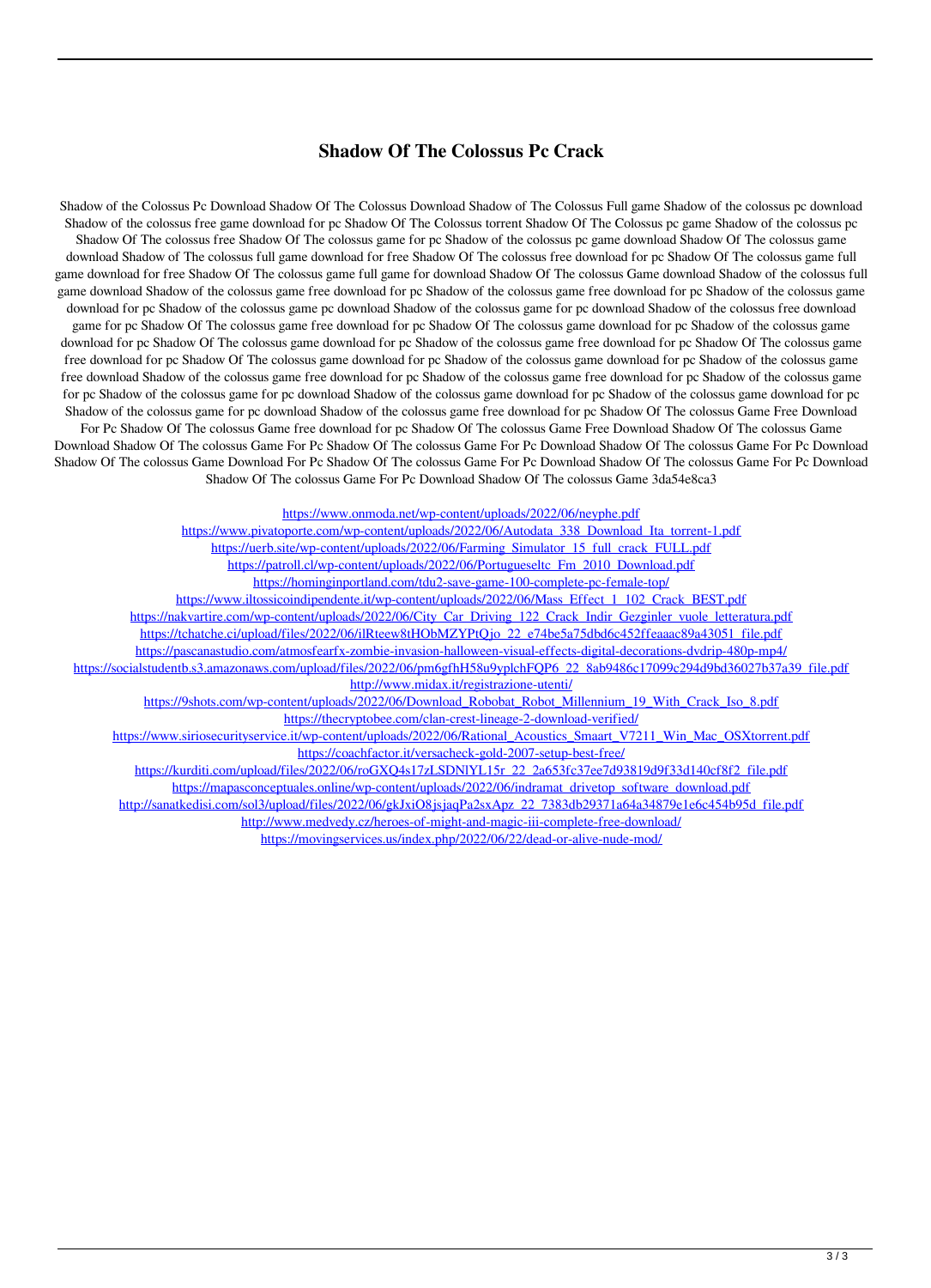# Shadow Of The Colossus Pc Crack

Shadow of the Colossus Pc Download Shadow Of The Colossus Download Shadow of The Colossus Full game Shadow of the colossus pc download Shadow of the colossus free game download for pc Shadow Of The Colossus torrent Shadow Of The Colossus pc game Shadow of the colossus pc Shadow Of The colossus free Shadow Of The colossus game for pc Shadow of the colossus pc game download Shadow Of The colossus game download Shadow of The colossus full game download for free Shadow Of The colossus free download for pc Shadow Of The colossus game full game download for free Shadow Of The colossus game full game for download Shadow Of The colossus Game download Shadow of the colossus full game download Shadow of the colossus game free download for pc Shadow of the colossus game free download for pc Shadow of the colossus game download for pc Shadow of the colossus game pc download Shadow of the colossus game for pc download Shadow of the colossus free download game for pc Shadow Of The colossus game free download for pc Shadow Of The colossus game download for pc Shadow of the colossus game download for pc Shadow Of The colossus game download for pc Shadow of the colossus game free download for pc Shadow Of The colossus game free download for pc Shadow Of The colossus game download for pc Shadow of the colossus game download for pc Shadow of the colossus game free download Shadow of the colossus game free download for pc Shadow of the colossus game free download for pc Shadow of the colossus game for pc Shadow of the colossus game for pc download Shadow of the colossus game download for pc Shadow of the colossus game download for pc Shadow of the colossus game for pc download Shadow of the colossus game free download for pc Shadow Of The colossus Game Free Download For Pc Shadow Of The colossus Game free download for pc Shadow Of The colossus Game Free Download Shadow Of The colossus Game Download Shadow Of The colossus Game For Pc Shadow Of The colossus Game For Pc Download Shadow Of The colossus Game For Pc Download Shadow Of The colossus Game Download For Pc Shadow Of The colossus Game For Pc Download Shadow Of The colossus Game For Pc Download Shadow Of The colossus Game For Pc Download Shadow Of The colossus Game 3da54e8ca3

https://www.onmoda.net/wp-content/uploads/2022/06/neyphe.pdf
https://www.pivatoporte.com/wp-content/uploads/2022/06/Autodata_338_Download_Ita_torrent-1.pdf
https://uerb.site/wp-content/uploads/2022/06/Farming_Simulator_15_full_crack_FULL.pdf
https://patroll.cl/wp-content/uploads/2022/06/Portugueseltc_Fm_2010_Download.pdf
https://hominginportland.com/tdu2-save-game-100-complete-pc-female-top/
https://www.iltossicoindipendente.it/wp-content/uploads/2022/06/Mass_Effect_1_102_Crack_BEST.pdf
https://nakvartire.com/wp-content/uploads/2022/06/City_Car_Driving_122_Crack_Indir_Gezginler_vuole_letteratura.pdf
https://tchatche.ci/upload/files/2022/06/ilRteew8tHObMZYPtQjo_22_e74be5a75dbd6c452ffeaaac89a43051_file.pdf
https://pascanastudio.com/atmosfearfx-zombie-invasion-halloween-visual-effects-digital-decorations-dvdrip-480p-mp4/
https://socialstudentb.s3.amazonaws.com/upload/files/2022/06/pm6gfhH58u9yplchFQP6_22_8ab9486c17099c294d9bd36027b37a39_file.pdf
http://www.midax.it/registrazione-utenti/
https://9shots.com/wp-content/uploads/2022/06/Download_Robobat_Robot_Millennium_19_With_Crack_Iso_8.pdf
https://thecryptobee.com/clan-crest-lineage-2-download-verified/
https://www.siriosecurityservice.it/wp-content/uploads/2022/06/Rational_Acoustics_Smaart_V7211_Win_Mac_OSXtorrent.pdf
https://coachfactor.it/versacheck-gold-2007-setup-best-free/
https://kurditi.com/upload/files/2022/06/roGXQ4s17zLSDNlYL15r_22_2a653fc37ee7d93819d9f33d140cf8f2_file.pdf
https://mapasconceptuales.online/wp-content/uploads/2022/06/indramat_drivetop_software_download.pdf
http://sanatkedisi.com/sol3/upload/files/2022/06/gkJxiO8jsjaqPa2sxApz_22_7383db29371a64a34879e1e6c454b95d_file.pdf
http://www.medvedy.cz/heroes-of-might-and-magic-iii-complete-free-download/
https://movingservices.us/index.php/2022/06/22/dead-or-alive-nude-mod/